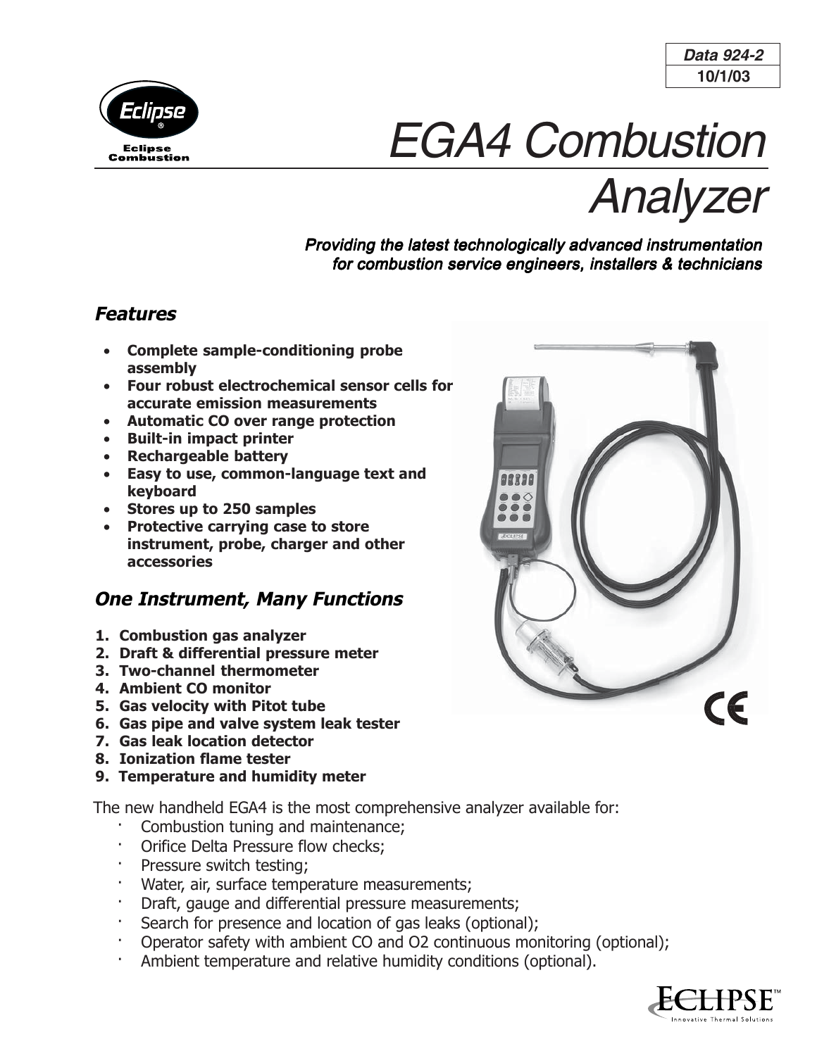Data 924-2

10/1/03

# EGA4 Combustion Analyzer

***Providing the latest technologically advanced instrumentation for combustion service engineers, installers & technicians***

## *Features*

- **Complete sample-conditioning probe assembly**
- **Four robust electrochemical sensor cells for accurate emission measurements**
- **Automatic CO over range protection**
- **Built-in impact printer**
- **Rechargeable battery**
- **Easy to use, common-language text and keyboard**
- **Stores up to 250 samples**
- **Protective carrying case to store instrument, probe, charger and other accessories**

## *One Instrument, Many Functions*

1. **Combustion gas analyzer**
2. **Draft & differential pressure meter**
3. **Two-channel thermometer**
4. **Ambient CO monitor**
5. **Gas velocity with Pitot tube**
6. **Gas pipe and valve system leak tester**
7. **Gas leak location detector**
8. **Ionization flame tester**
9. **Temperature and humidity meter**

The new handheld EGA4 is the most comprehensive analyzer available for:

- Combustion tuning and maintenance;
- Orifice Delta Pressure flow checks;
- Pressure switch testing;
- Water, air, surface temperature measurements;
- Draft, gauge and differential pressure measurements;
- Search for presence and location of gas leaks (optional);
- Operator safety with ambient CO and $O_2$ continuous monitoring (optional);
- Ambient temperature and relative humidity conditions (optional).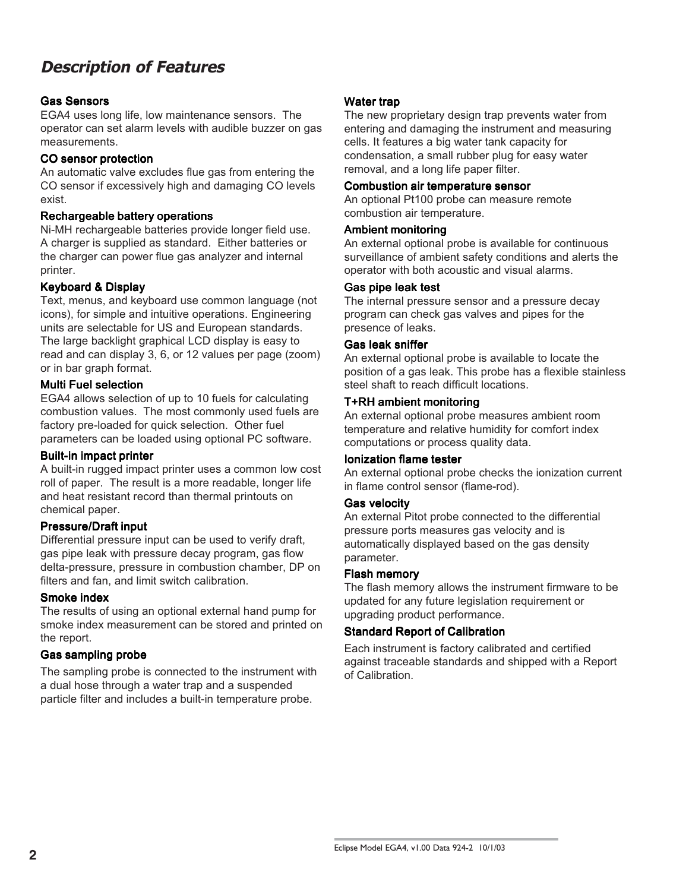## *Description of Features*

### Gas Sensors

EGA4 uses long life, low maintenance sensors. The operator can set alarm levels with audible buzzer on gas measurements.

### CO sensor protection

An automatic valve excludes flue gas from entering the CO sensor if excessively high and damaging CO levels exist.

### Rechargeable battery operations

Ni-MH rechargeable batteries provide longer field use. A charger is supplied as standard. Either batteries or the charger can power flue gas analyzer and internal printer.

### Keyboard & Display

Text, menus, and keyboard use common language (not icons), for simple and intuitive operations. Engineering units are selectable for US and European standards. The large backlight graphical LCD display is easy to read and can display 3, 6, or 12 values per page (zoom) or in bar graph format.

### Multi Fuel selection

EGA4 allows selection of up to 10 fuels for calculating combustion values. The most commonly used fuels are factory pre-loaded for quick selection. Other fuel parameters can be loaded using optional PC software.

### Built-in impact printer

A built-in rugged impact printer uses a common low cost roll of paper. The result is a more readable, longer life and heat resistant record than thermal printouts on chemical paper.

### Pressure/Draft input

Differential pressure input can be used to verify draft, gas pipe leak with pressure decay program, gas flow delta-pressure, pressure in combustion chamber, DP on filters and fan, and limit switch calibration.

### Smoke index

The results of using an optional external hand pump for smoke index measurement can be stored and printed on the report.

### Gas sampling probe

The sampling probe is connected to the instrument with a dual hose through a water trap and a suspended particle filter and includes a built-in temperature probe.

### Water trap

The new proprietary design trap prevents water from entering and damaging the instrument and measuring cells. It features a big water tank capacity for condensation, a small rubber plug for easy water removal, and a long life paper filter.

### Combustion air temperature sensor

An optional Pt100 probe can measure remote combustion air temperature.

### Ambient monitoring

An external optional probe is available for continuous surveillance of ambient safety conditions and alerts the operator with both acoustic and visual alarms.

### Gas pipe leak test

The internal pressure sensor and a pressure decay program can check gas valves and pipes for the presence of leaks.

### Gas leak sniffer

An external optional probe is available to locate the position of a gas leak. This probe has a flexible stainless steel shaft to reach difficult locations.

### T+RH ambient monitoring

An external optional probe measures ambient room temperature and relative humidity for comfort index computations or process quality data.

### Ionization flame tester

An external optional probe checks the ionization current in flame control sensor (flame-rod).

### Gas velocity

An external Pitot probe connected to the differential pressure ports measures gas velocity and is automatically displayed based on the gas density parameter.

### Flash memory

The flash memory allows the instrument firmware to be updated for any future legislation requirement or upgrading product performance.

### Standard Report of Calibration

Each instrument is factory calibrated and certified against traceable standards and shipped with a Report of Calibration.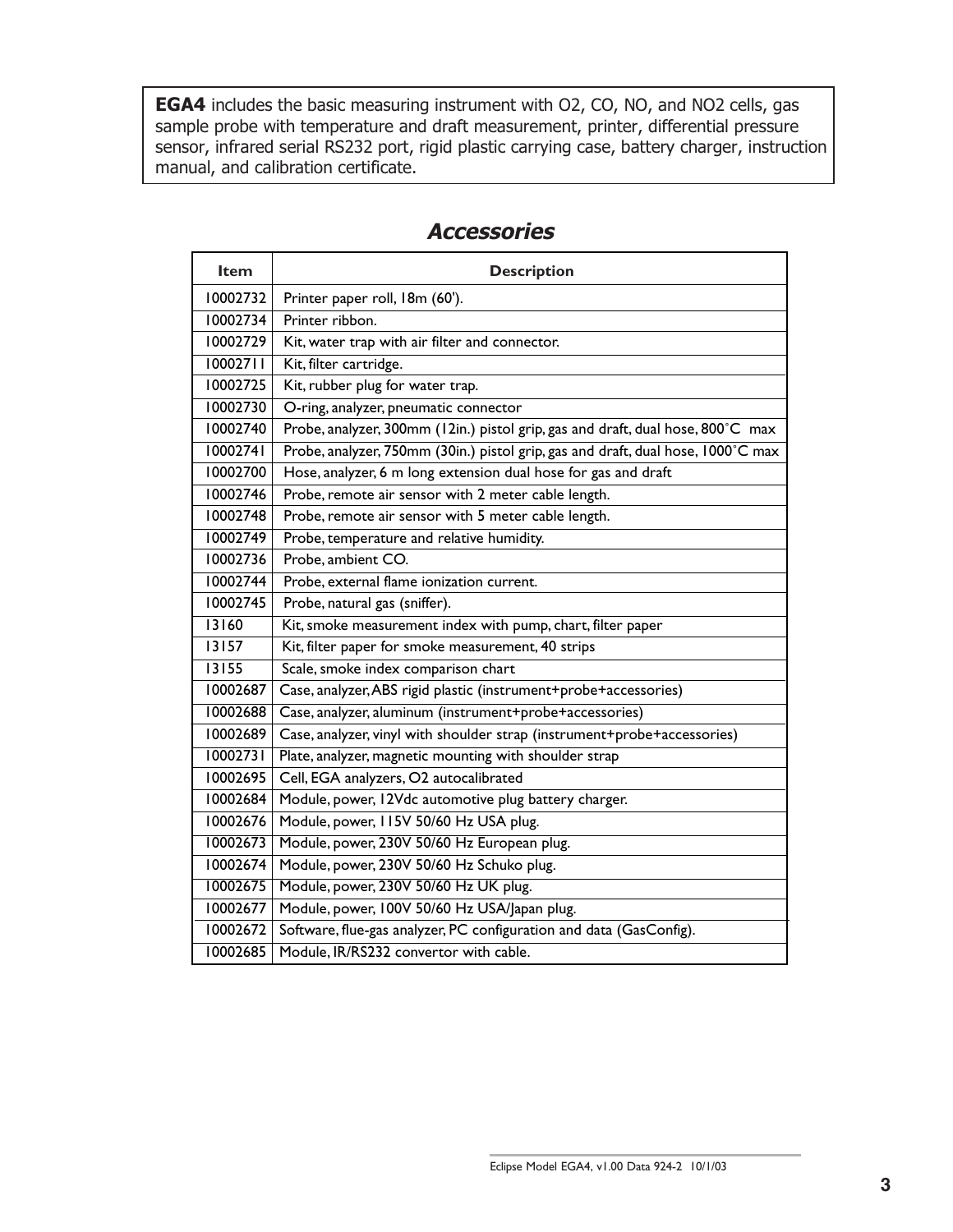**EGA4** includes the basic measuring instrument with $O_2$, CO, NO, and $NO_2$ cells, gas sample probe with temperature and draft measurement, printer, differential pressure sensor, infrared serial RS232 port, rigid plastic carrying case, battery charger, instruction manual, and calibration certificate.

## *Accessories*

| Item | Description |
|---|---|
| 10002732 | Printer paper roll, 18m (60'). |
| 10002734 | Printer ribbon. |
| 10002729 | Kit, water trap with air filter and connector. |
| 10002711 | Kit, filter cartridge. |
| 10002725 | Kit, rubber plug for water trap. |
| 10002730 | O-ring, analyzer, pneumatic connector |
| 10002740 | Probe, analyzer, 300mm (12in.) pistol grip, gas and draft, dual hose, 800˚C max |
| 10002741 | Probe, analyzer, 750mm (30in.) pistol grip, gas and draft, dual hose, 1000˚C max |
| 10002700 | Hose, analyzer, 6 m long extension dual hose for gas and draft |
| 10002746 | Probe, remote air sensor with 2 meter cable length. |
| 10002748 | Probe, remote air sensor with 5 meter cable length. |
| 10002749 | Probe, temperature and relative humidity. |
| 10002736 | Probe, ambient CO. |
| 10002744 | Probe, external flame ionization current. |
| 10002745 | Probe, natural gas (sniffer). |
| 13160 | Kit, smoke measurement index with pump, chart, filter paper |
| 13157 | Kit, filter paper for smoke measurement, 40 strips |
| 13155 | Scale, smoke index comparison chart |
| 10002687 | Case, analyzer, ABS rigid plastic (instrument+probe+accessories) |
| 10002688 | Case, analyzer, aluminum (instrument+probe+accessories) |
| 10002689 | Case, analyzer, vinyl with shoulder strap (instrument+probe+accessories) |
| 10002731 | Plate, analyzer, magnetic mounting with shoulder strap |
| 10002695 | Cell, EGA analyzers, $O_2$ autocalibrated |
| 10002684 | Module, power, 12Vdc automotive plug battery charger. |
| 10002676 | Module, power, 115V 50/60 Hz USA plug. |
| 10002673 | Module, power, 230V 50/60 Hz European plug. |
| 10002674 | Module, power, 230V 50/60 Hz Schuko plug. |
| 10002675 | Module, power, 230V 50/60 Hz UK plug. |
| 10002677 | Module, power, 100V 50/60 Hz USA/Japan plug. |
| 10002672 | Software, flue-gas analyzer, PC configuration and data (GasConfig). |
| 10002685 | Module, IR/RS232 convertor with cable. |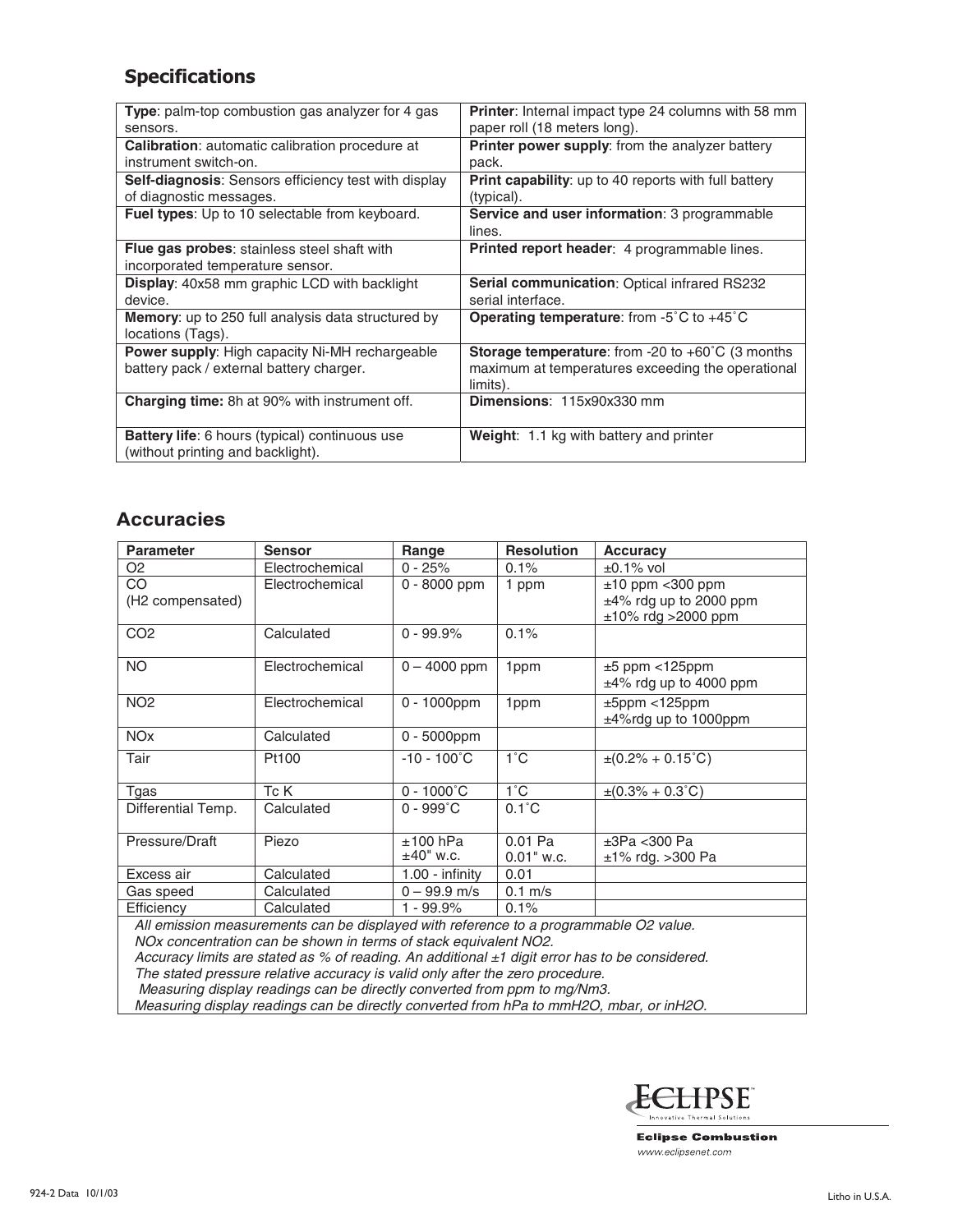## Specifications

| | |
|---|---|
| **Type**: palm-top combustion gas analyzer for 4 gas sensors. | **Printer**: Internal impact type 24 columns with 58 mm paper roll (18 meters long). |
| **Calibration**: automatic calibration procedure at instrument switch-on. | **Printer power supply**: from the analyzer battery pack. |
| **Self-diagnosis**: Sensors efficiency test with display of diagnostic messages. | **Print capability**: up to 40 reports with full battery (typical). |
| **Fuel types**: Up to 10 selectable from keyboard. | **Service and user information**: 3 programmable lines. |
| **Flue gas probes**: stainless steel shaft with incorporated temperature sensor. | **Printed report header**: 4 programmable lines. |
| **Display**: 40x58 mm graphic LCD with backlight device. | **Serial communication**: Optical infrared RS232 serial interface. |
| **Memory**: up to 250 full analysis data structured by locations (Tags). | **Operating temperature**: from -5˚C to +45˚C |
| **Power supply**: High capacity Ni-MH rechargeable battery pack / external battery charger. | **Storage temperature**: from -20 to +60˚C (3 months maximum at temperatures exceeding the operational limits). |
| **Charging time:** 8h at 90% with instrument off. | **Dimensions**: 115x90x330 mm |
| **Battery life**: 6 hours (typical) continuous use (without printing and backlight). | **Weight**: 1.1 kg with battery and printer |

## Accuracies

| Parameter | Sensor | Range | Resolution | Accuracy |
|---|---|---|---|---|
| O2 | Electrochemical | 0 - 25% | 0.1% | ±0.1% vol |
| CO (H2 compensated) | Electrochemical | 0 - 8000 ppm | 1 ppm | ±10 ppm <300 ppm<br>±4% rdg up to 2000 ppm<br>±10% rdg >2000 ppm |
| CO2 | Calculated | 0 - 99.9% | 0.1% | |
| NO | Electrochemical | 0 – 4000 ppm | 1ppm | ±5 ppm <125ppm<br>±4% rdg up to 4000 ppm |
| NO2 | Electrochemical | 0 - 1000ppm | 1ppm | ±5ppm <125ppm<br>±4%rdg up to 1000ppm |
| NOx | Calculated | 0 - 5000ppm | | |
| Tair | Pt100 | -10 - 100˚C | 1˚C | ±(0.2% + 0.15˚C) |
| Tgas | Tc K | 0 - 1000˚C | 1˚C | ±(0.3% + 0.3˚C) |
| Differential Temp. | Calculated | 0 - 999˚C | 0.1˚C | |
| Pressure/Draft | Piezo | ±100 hPa<br>±40" w.c. | 0.01 Pa<br>0.01" w.c. | ±3Pa <300 Pa<br>±1% rdg. >300 Pa |
| Excess air | Calculated | 1.00 - infinity | 0.01 | |
| Gas speed | Calculated | 0 – 99.9 m/s | 0.1 m/s | |
| Efficiency | Calculated | 1 - 99.9% | 0.1% | |

*All emission measurements can be displayed with reference to a programmable O2 value.*
*NOx concentration can be shown in terms of stack equivalent NO2.*
*Accuracy limits are stated as % of reading. An additional ±1 digit error has to be considered.*
*The stated pressure relative accuracy is valid only after the zero procedure.*
*Measuring display readings can be directly converted from ppm to mg/Nm3.*
*Measuring display readings can be directly converted from hPa to mmH2O, mbar, or inH2O.*

ECLIPSE™
Innovative Thermal Solutions

**Eclipse Combustion**
*www.eclipsenet.com*

924-2 Data 10/1/03

Litho in U.S.A.